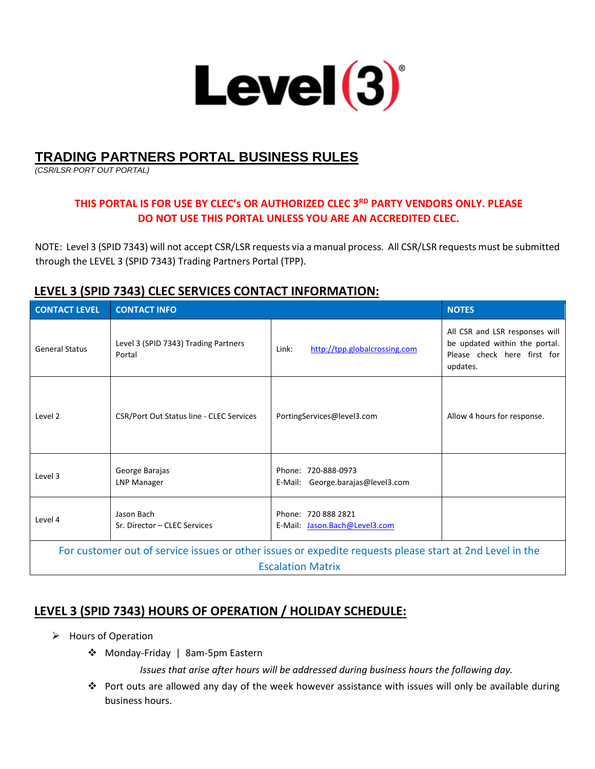Level(3)®

# TRADING PARTNERS PORTAL BUSINESS RULES

*(CSR/LSR PORT OUT PORTAL)*

**THIS PORTAL IS FOR USE BY CLEC's OR AUTHORIZED CLEC 3RD PARTY VENDORS ONLY. PLEASE DO NOT USE THIS PORTAL UNLESS YOU ARE AN ACCREDITED CLEC.**

NOTE: Level 3 (SPID 7343) will not accept CSR/LSR requests via a manual process. All CSR/LSR requests must be submitted through the LEVEL 3 (SPID 7343) Trading Partners Portal (TPP).

## LEVEL 3 (SPID 7343) CLEC SERVICES CONTACT INFORMATION:

| CONTACT LEVEL | CONTACT INFO | | NOTES |
|---|---|---|---|
| General Status | Level 3 (SPID 7343) Trading Partners Portal | Link: http://tpp.globalcrossing.com | All CSR and LSR responses will be updated within the portal. Please check here first for updates. |
| Level 2 | CSR/Port Out Status line - CLEC Services | PortingServices@level3.com | Allow 4 hours for response. |
| Level 3 | George Barajas<br>LNP Manager | Phone: 720-888-0973<br>E-Mail: George.barajas@level3.com | |
| Level 4 | Jason Bach<br>Sr. Director – CLEC Services | Phone: 720 888 2821<br>E-Mail: Jason.Bach@Level3.com | |
| For customer out of service issues or other issues or expedite requests please start at 2nd Level in the Escalation Matrix | | | |

## LEVEL 3 (SPID 7343) HOURS OF OPERATION / HOLIDAY SCHEDULE:

- Hours of Operation
  - Monday-Friday | 8am-5pm Eastern

    *Issues that arise after hours will be addressed during business hours the following day.*
  - Port outs are allowed any day of the week however assistance with issues will only be available during business hours.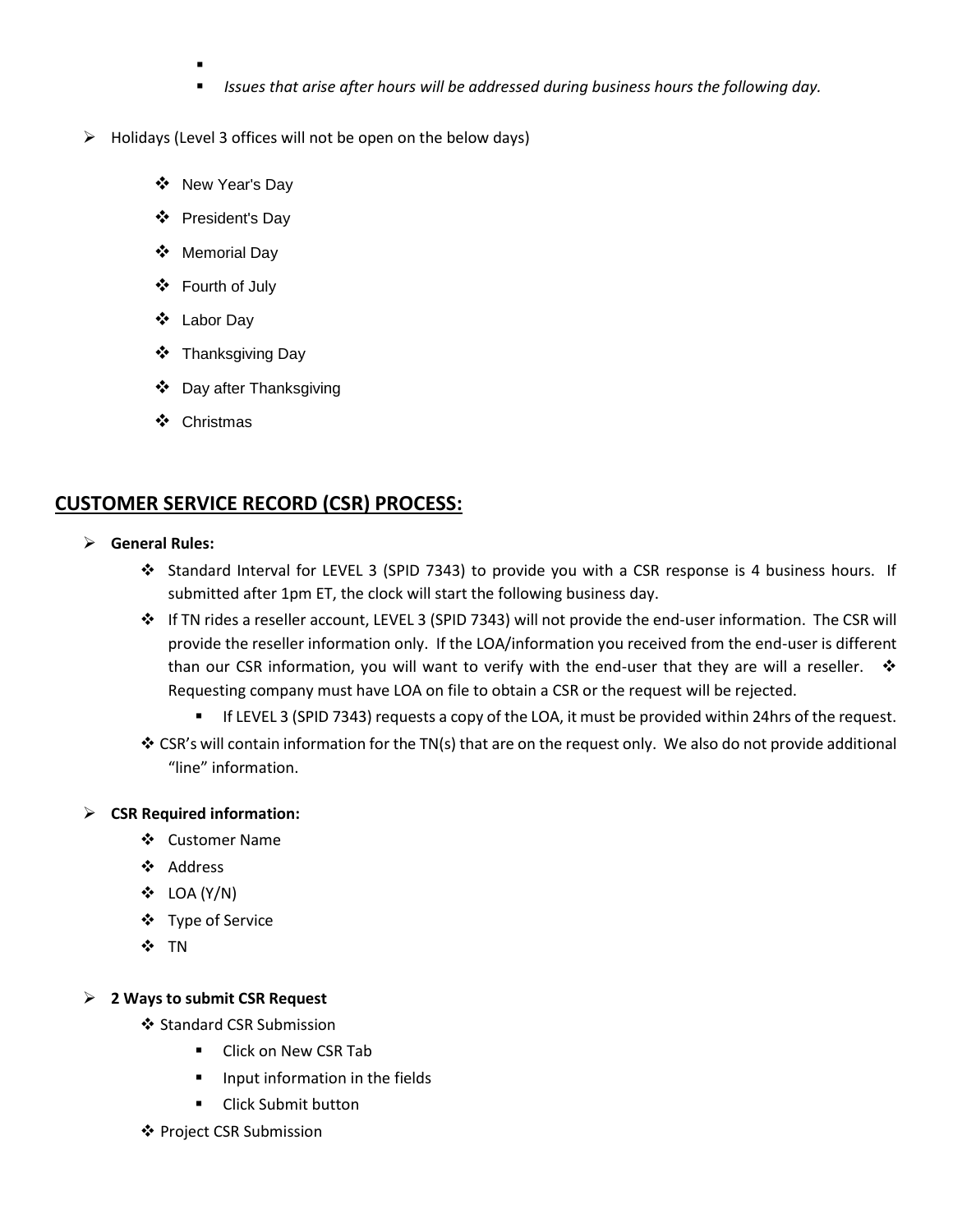- 
- *Issues that arise after hours will be addressed during business hours the following day.*

- Holidays (Level 3 offices will not be open on the below days)
  - New Year's Day
  - President's Day
  - Memorial Day
  - Fourth of July
  - Labor Day
  - Thanksgiving Day
  - Day after Thanksgiving
  - Christmas

## CUSTOMER SERVICE RECORD (CSR) PROCESS:

- **General Rules:**
  - Standard Interval for LEVEL 3 (SPID 7343) to provide you with a CSR response is 4 business hours. If submitted after 1pm ET, the clock will start the following business day.
  - If TN rides a reseller account, LEVEL 3 (SPID 7343) will not provide the end-user information. The CSR will provide the reseller information only. If the LOA/information you received from the end-user is different than our CSR information, you will want to verify with the end-user that they are will a reseller.
  - Requesting company must have LOA on file to obtain a CSR or the request will be rejected.
    - If LEVEL 3 (SPID 7343) requests a copy of the LOA, it must be provided within 24hrs of the request.
  - CSR's will contain information for the TN(s) that are on the request only. We also do not provide additional "line" information.

- **CSR Required information:**
  - Customer Name
  - Address
  - LOA (Y/N)
  - Type of Service
  - TN

- **2 Ways to submit CSR Request**
  - Standard CSR Submission
    - Click on New CSR Tab
    - Input information in the fields
    - Click Submit button
  - Project CSR Submission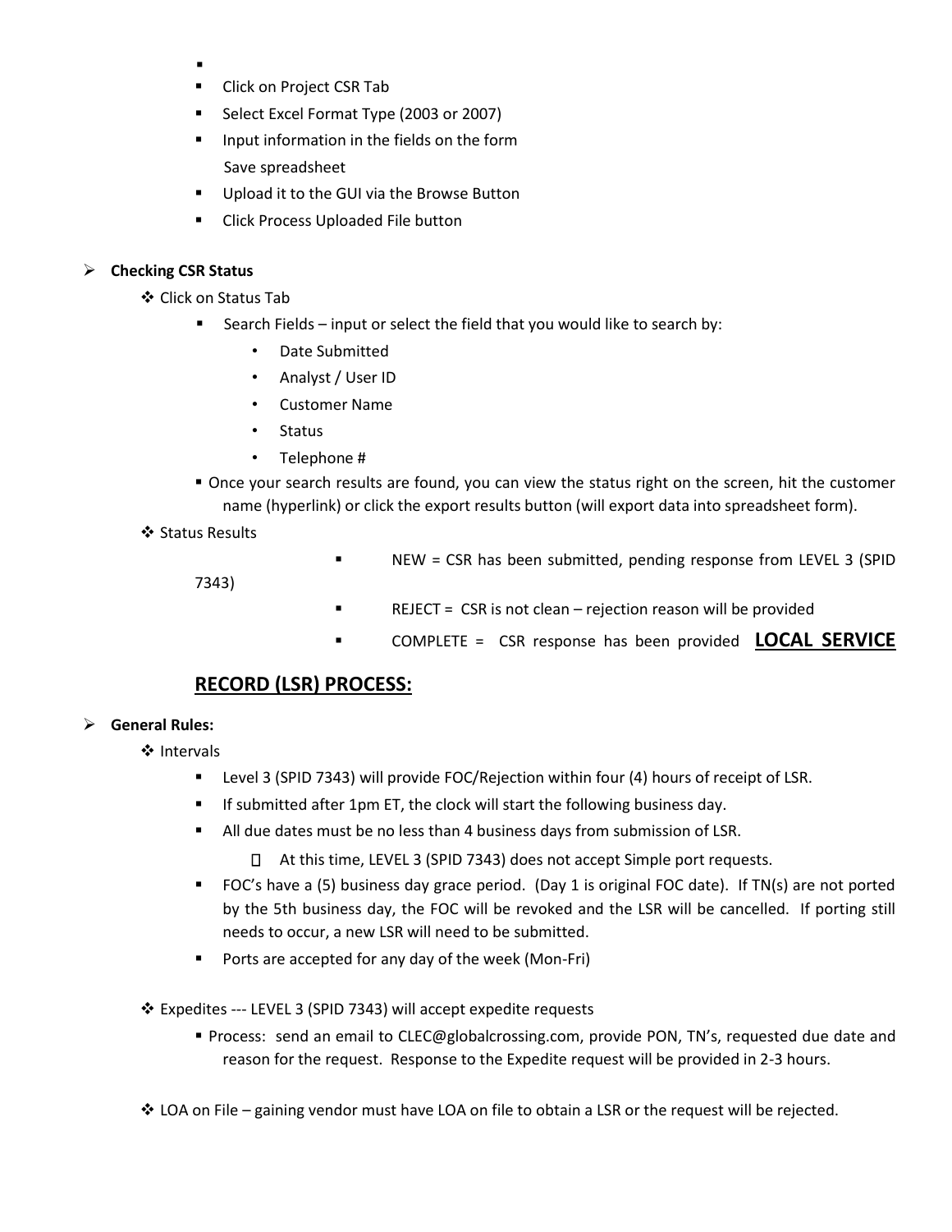- Click on Project CSR Tab
- Select Excel Format Type (2003 or 2007)
- Input information in the fields on the form
  Save spreadsheet
- Upload it to the GUI via the Browse Button
- Click Process Uploaded File button

- **Checking CSR Status**
  - Click on Status Tab
    - Search Fields – input or select the field that you would like to search by:
      - Date Submitted
      - Analyst / User ID
      - Customer Name
      - Status
      - Telephone #
    - Once your search results are found, you can view the status right on the screen, hit the customer name (hyperlink) or click the export results button (will export data into spreadsheet form).
  - Status Results
    - NEW = CSR has been submitted, pending response from LEVEL 3 (SPID 7343)
    - REJECT = CSR is not clean – rejection reason will be provided
    - COMPLETE = CSR response has been provided

## LOCAL SERVICE RECORD (LSR) PROCESS:

- **General Rules:**
  - Intervals
    - Level 3 (SPID 7343) will provide FOC/Rejection within four (4) hours of receipt of LSR.
    - If submitted after 1pm ET, the clock will start the following business day.
    - All due dates must be no less than 4 business days from submission of LSR.
      - At this time, LEVEL 3 (SPID 7343) does not accept Simple port requests.
    - FOC's have a (5) business day grace period. (Day 1 is original FOC date). If TN(s) are not ported by the 5th business day, the FOC will be revoked and the LSR will be cancelled. If porting still needs to occur, a new LSR will need to be submitted.
    - Ports are accepted for any day of the week (Mon-Fri)
  - Expedites --- LEVEL 3 (SPID 7343) will accept expedite requests
    - Process: send an email to CLEC@globalcrossing.com, provide PON, TN's, requested due date and reason for the request. Response to the Expedite request will be provided in 2-3 hours.
  - LOA on File – gaining vendor must have LOA on file to obtain a LSR or the request will be rejected.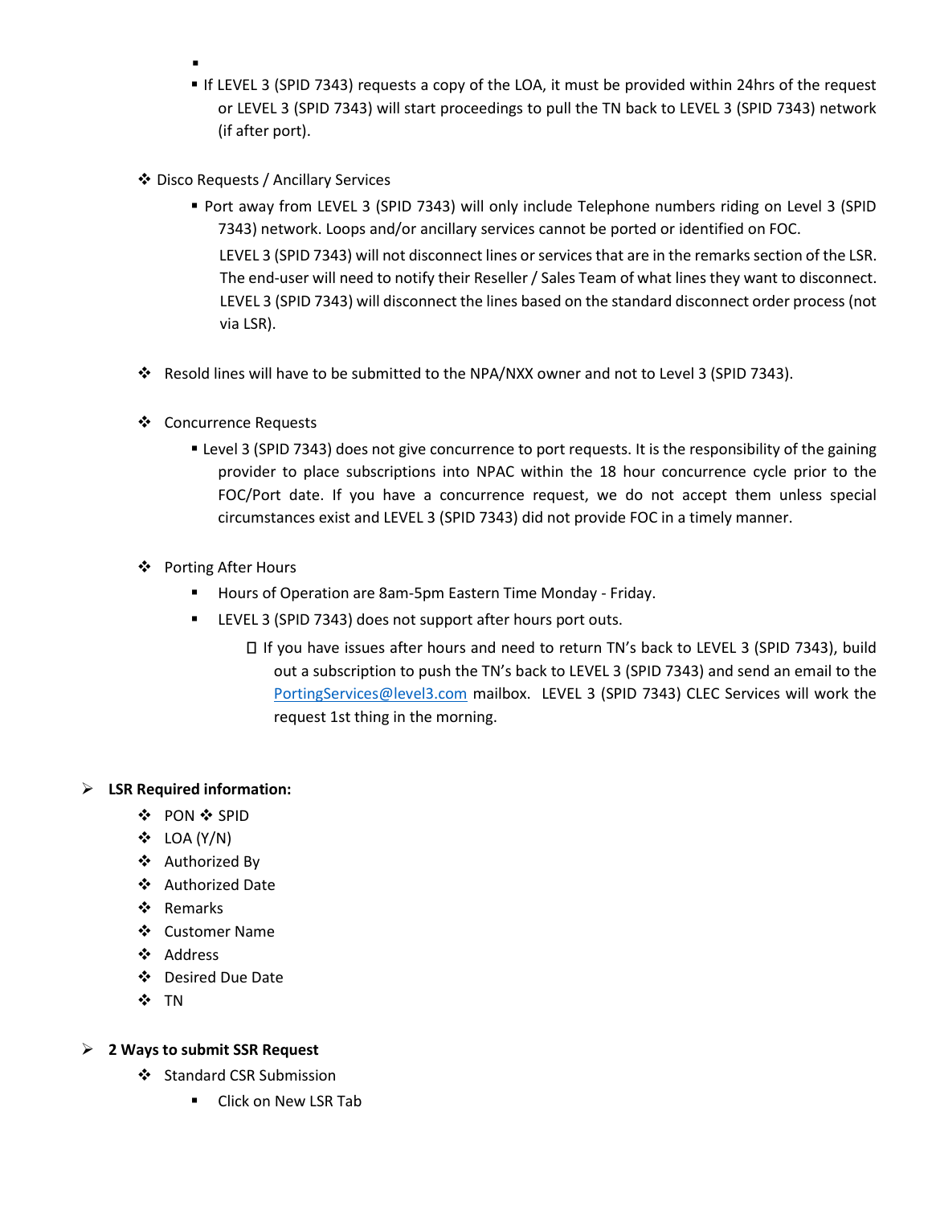- If LEVEL 3 (SPID 7343) requests a copy of the LOA, it must be provided within 24hrs of the request or LEVEL 3 (SPID 7343) will start proceedings to pull the TN back to LEVEL 3 (SPID 7343) network (if after port).

- ❖ Disco Requests / Ancillary Services
  - Port away from LEVEL 3 (SPID 7343) will only include Telephone numbers riding on Level 3 (SPID 7343) network. Loops and/or ancillary services cannot be ported or identified on FOC.

    LEVEL 3 (SPID 7343) will not disconnect lines or services that are in the remarks section of the LSR. The end-user will need to notify their Reseller / Sales Team of what lines they want to disconnect. LEVEL 3 (SPID 7343) will disconnect the lines based on the standard disconnect order process (not via LSR).

- ❖ Resold lines will have to be submitted to the NPA/NXX owner and not to Level 3 (SPID 7343).

- ❖ Concurrence Requests
  - Level 3 (SPID 7343) does not give concurrence to port requests. It is the responsibility of the gaining provider to place subscriptions into NPAC within the 18 hour concurrence cycle prior to the FOC/Port date. If you have a concurrence request, we do not accept them unless special circumstances exist and LEVEL 3 (SPID 7343) did not provide FOC in a timely manner.

- ❖ Porting After Hours
  - Hours of Operation are 8am-5pm Eastern Time Monday - Friday.
  - LEVEL 3 (SPID 7343) does not support after hours port outs.
    - If you have issues after hours and need to return TN's back to LEVEL 3 (SPID 7343), build out a subscription to push the TN's back to LEVEL 3 (SPID 7343) and send an email to the PortingServices@level3.com mailbox. LEVEL 3 (SPID 7343) CLEC Services will work the request 1st thing in the morning.

- **LSR Required information:**
  - ❖ PON ❖ SPID
  - ❖ LOA (Y/N)
  - ❖ Authorized By
  - ❖ Authorized Date
  - ❖ Remarks
  - ❖ Customer Name
  - ❖ Address
  - ❖ Desired Due Date
  - ❖ TN

- **2 Ways to submit SSR Request**
  - ❖ Standard CSR Submission
    - Click on New LSR Tab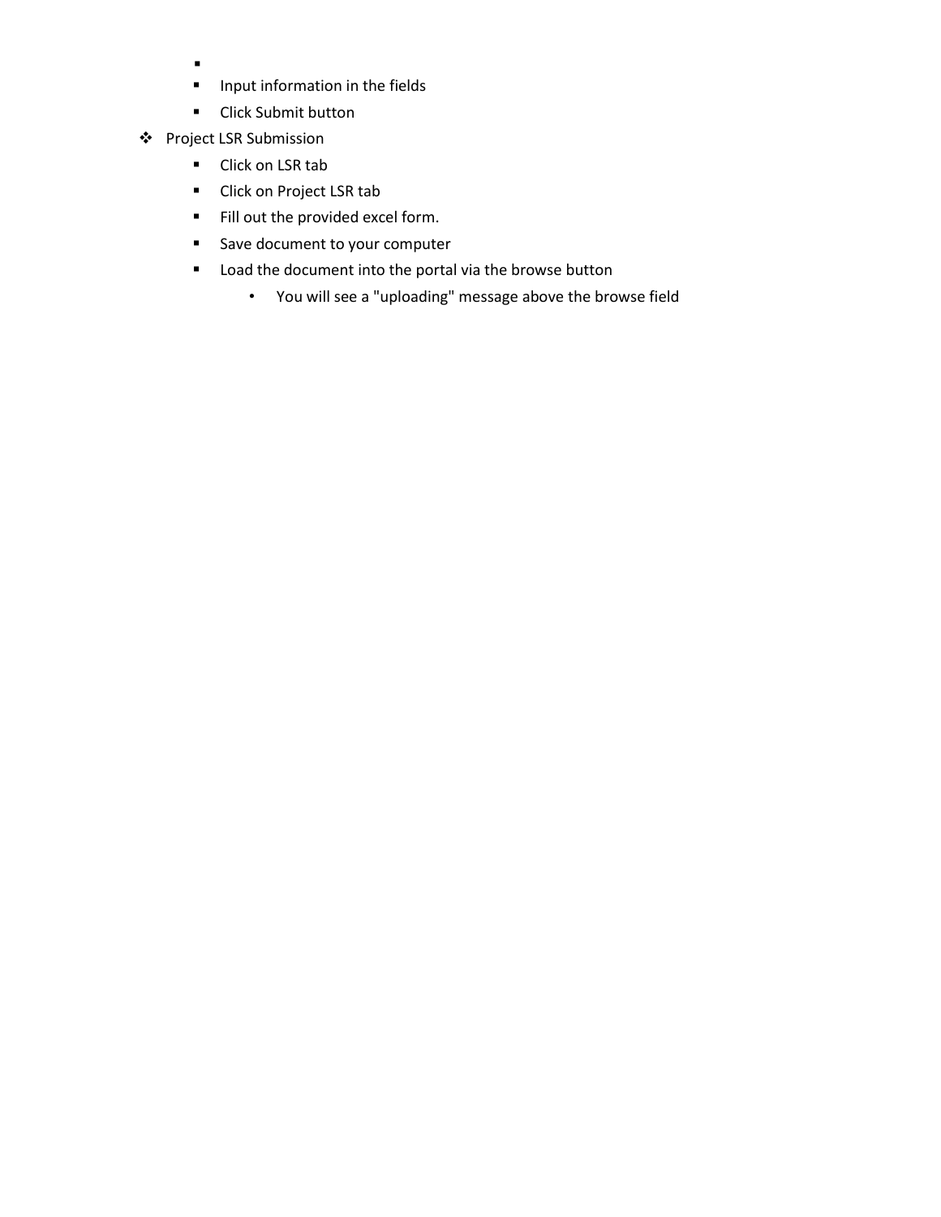- 
    - Input information in the fields
    - Click Submit button
- Project LSR Submission
    - Click on LSR tab
    - Click on Project LSR tab
    - Fill out the provided excel form.
    - Save document to your computer
    - Load the document into the portal via the browse button
        - You will see a "uploading" message above the browse field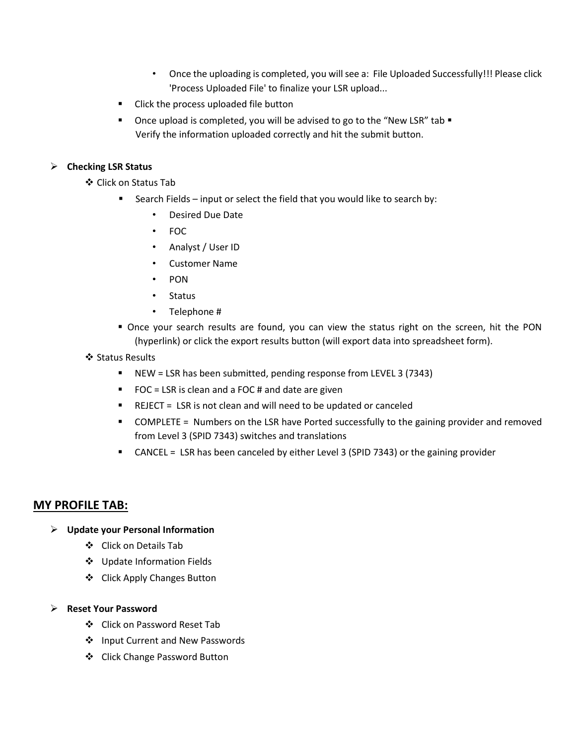- Once the uploading is completed, you will see a: File Uploaded Successfully!!! Please click 'Process Uploaded File' to finalize your LSR upload...
  - Click the process uploaded file button
  - Once upload is completed, you will be advised to go to the "New LSR" tab ▪ Verify the information uploaded correctly and hit the submit button.

- **Checking LSR Status**
  - ❖ Click on Status Tab
    - Search Fields – input or select the field that you would like to search by:
      - Desired Due Date
      - FOC
      - Analyst / User ID
      - Customer Name
      - PON
      - Status
      - Telephone #
    - Once your search results are found, you can view the status right on the screen, hit the PON (hyperlink) or click the export results button (will export data into spreadsheet form).
  - ❖ Status Results
    - NEW = LSR has been submitted, pending response from LEVEL 3 (7343)
    - FOC = LSR is clean and a FOC # and date are given
    - REJECT = LSR is not clean and will need to be updated or canceled
    - COMPLETE = Numbers on the LSR have Ported successfully to the gaining provider and removed from Level 3 (SPID 7343) switches and translations
    - CANCEL = LSR has been canceled by either Level 3 (SPID 7343) or the gaining provider

## MY PROFILE TAB:

- **Update your Personal Information**
  - ❖ Click on Details Tab
  - ❖ Update Information Fields
  - ❖ Click Apply Changes Button

- **Reset Your Password**
  - ❖ Click on Password Reset Tab
  - ❖ Input Current and New Passwords
  - ❖ Click Change Password Button